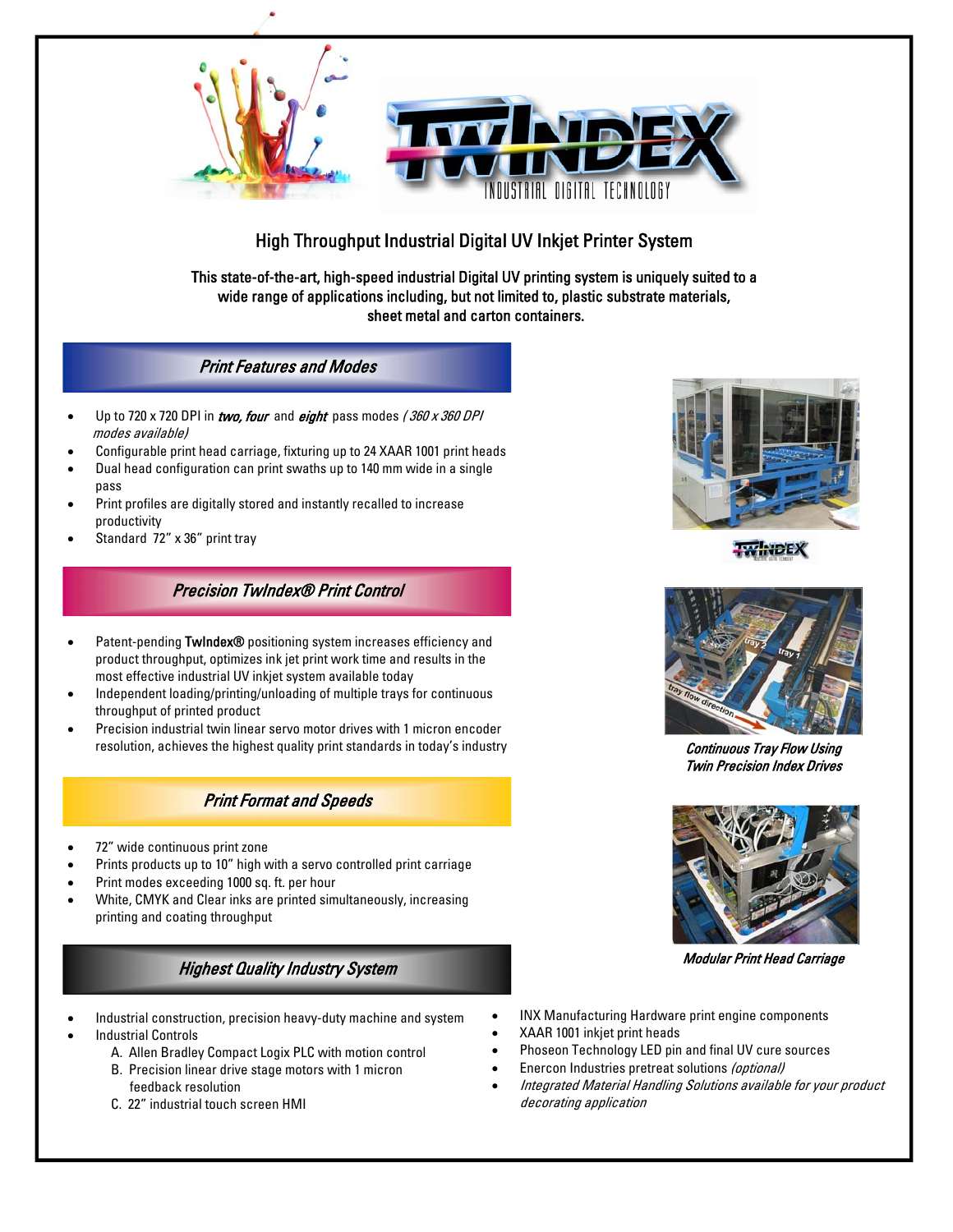# TWINDEX

INDUSTRIAL DIGITAL TECHNOLOGY

## High Throughput Industrial Digital UV Inkjet Printer System

**This state-of-the-art, high-speed industrial Digital UV printing system is uniquely suited to a wide range of applications including, but not limited to, plastic substrate materials, sheet metal and carton containers.**

### *Print Features and Modes*

- Up to 720 x 720 DPI in ***two, four*** and ***eight*** pass modes *( 360 x 360 DPI modes available)*
- Configurable print head carriage, fixturing up to 24 XAAR 1001 print heads
- Dual head configuration can print swaths up to 140 mm wide in a single pass
- Print profiles are digitally stored and instantly recalled to increase productivity
- Standard 72" x 36" print tray

### *Precision TwIndex® Print Control*

- Patent-pending **TwIndex®** positioning system increases efficiency and product throughput, optimizes ink jet print work time and results in the most effective industrial UV inkjet system available today
- Independent loading/printing/unloading of multiple trays for continuous throughput of printed product
- Precision industrial twin linear servo motor drives with 1 micron encoder resolution, achieves the highest quality print standards in today's industry

*Continuous Tray Flow Using Twin Precision Index Drives*

### *Print Format and Speeds*

- 72" wide continuous print zone
- Prints products up to 10" high with a servo controlled print carriage
- Print modes exceeding 1000 sq. ft. per hour
- White, CMYK and Clear inks are printed simultaneously, increasing printing and coating throughput

*Modular Print Head Carriage*

### *Highest Quality Industry System*

- Industrial construction, precision heavy-duty machine and system
- Industrial Controls
  - A. Allen Bradley Compact Logix PLC with motion control
  - B. Precision linear drive stage motors with 1 micron feedback resolution
  - C. 22" industrial touch screen HMI
- INX Manufacturing Hardware print engine components
- XAAR 1001 inkjet print heads
- Phoseon Technology LED pin and final UV cure sources
- Enercon Industries pretreat solutions *(optional)*
- *Integrated Material Handling Solutions available for your product decorating application*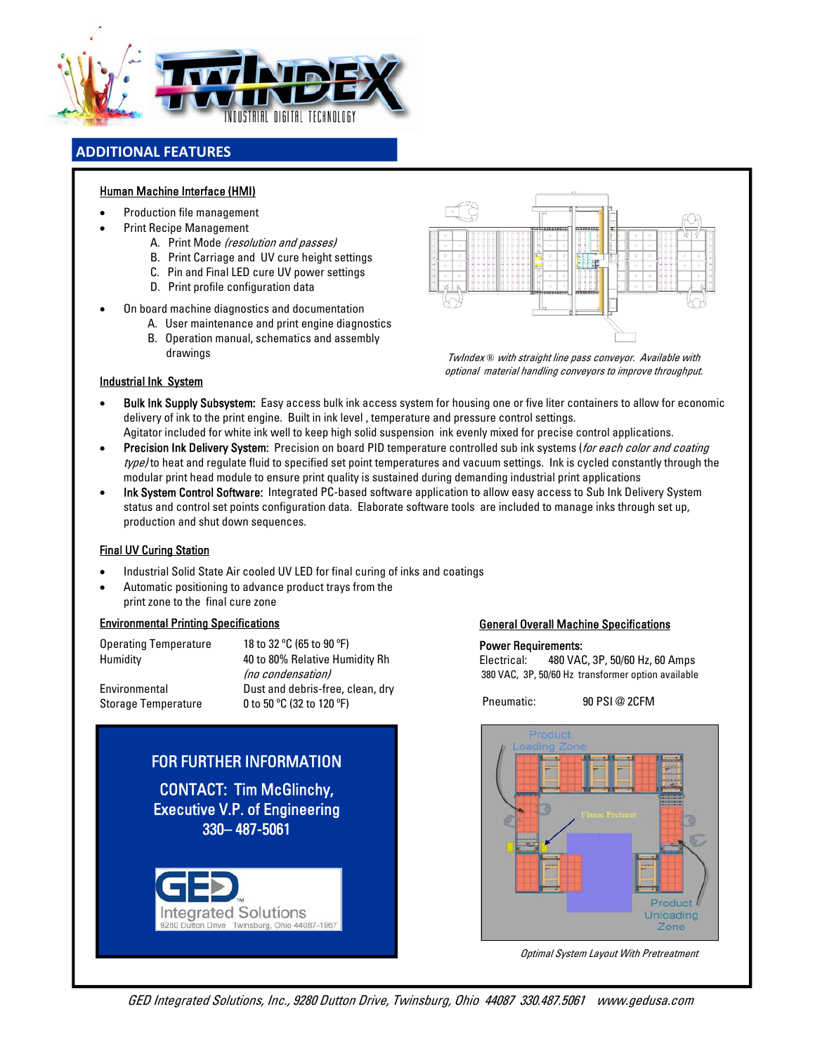## ADDITIONAL FEATURES

### Human Machine Interface (HMI)

- Production file management
- Print Recipe Management
  - A. Print Mode *(resolution and passes)*
  - B. Print Carriage and UV cure height settings
  - C. Pin and Final LED cure UV power settings
  - D. Print profile configuration data
- On board machine diagnostics and documentation
  - A. User maintenance and print engine diagnostics
  - B. Operation manual, schematics and assembly drawings

*TwIndex® with straight line pass conveyor. Available with optional material handling conveyors to improve throughput.*

### Industrial Ink System

- **Bulk Ink Supply Subsystem:** Easy access bulk ink access system for housing one or five liter containers to allow for economic delivery of ink to the print engine. Built in ink level, temperature and pressure control settings. Agitator included for white ink well to keep high solid suspension ink evenly mixed for precise control applications.
- **Precision Ink Delivery System:** Precision on board PID temperature controlled sub ink systems (*for each color and coating type*) to heat and regulate fluid to specified set point temperatures and vacuum settings. Ink is cycled constantly through the modular print head module to ensure print quality is sustained during demanding industrial print applications
- **Ink System Control Software:** Integrated PC-based software application to allow easy access to Sub Ink Delivery System status and control set points configuration data. Elaborate software tools are included to manage inks through set up, production and shut down sequences.

### Final UV Curing Station

- Industrial Solid State Air cooled UV LED for final curing of inks and coatings
- Automatic positioning to advance product trays from the print zone to the final cure zone

### Environmental Printing Specifications

| | |
|---|---|
| Operating Temperature | 18 to 32 °C (65 to 90 °F) |
| Humidity | 40 to 80% Relative Humidity Rh *(no condensation)* |
| Environmental | Dust and debris-free, clean, dry |
| Storage Temperature | 0 to 50 °C (32 to 120 °F) |

### General Overall Machine Specifications

**Power Requirements:**

Electrical: 480 VAC, 3P, 50/60 Hz, 60 Amps

380 VAC, 3P, 50/60 Hz transformer option available

Pneumatic: 90 PSI @ 2CFM

**FOR FURTHER INFORMATION**

**CONTACT: Tim McGlinchy, Executive V.P. of Engineering**

**330– 487-5061**

GED Integrated Solutions
9280 Dutton Drive Twinsburg, Ohio 44087-1967

Product Loading Zone

Flame Pretreat

Product Unloading Zone

*Optimal System Layout With Pretreatment*

*GED Integrated Solutions, Inc., 9280 Dutton Drive, Twinsburg, Ohio 44087 330.487.5061 www.gedusa.com*